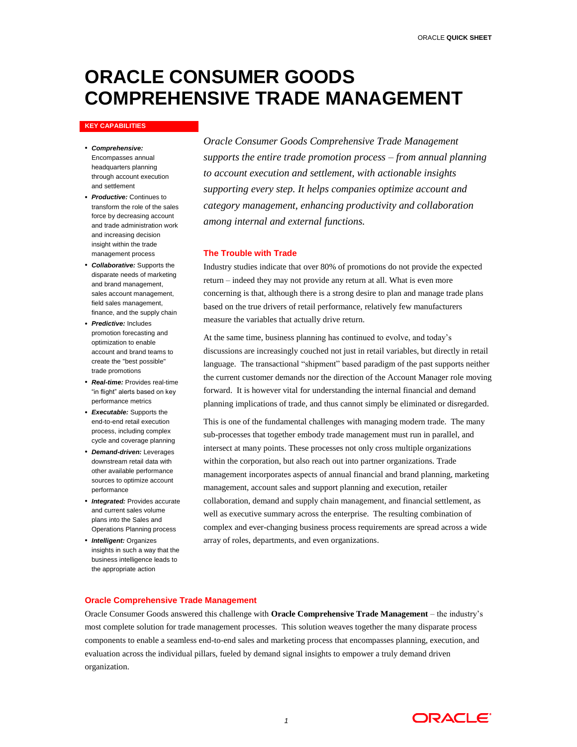# ORACLE CONSUMER GOODS COMPREHENSIVE TRADE MANAGEMENT

*Oracle Consumer Goods Comprehensive Trade Management supports the entire trade promotion process – from annual planning to account execution and settlement, with actionable insights supporting every step. It helps companies optimize account and category management, enhancing productivity and collaboration among internal and external functions.*

**KEY CAPABILITIES**

- ***Comprehensive:*** Encompasses annual headquarters planning through account execution and settlement
- ***Productive:*** Continues to transform the role of the sales force by decreasing account and trade administration work and increasing decision insight within the trade management process
- ***Collaborative:*** Supports the disparate needs of marketing and brand management, sales account management, field sales management, finance, and the supply chain
- ***Predictive:*** Includes promotion forecasting and optimization to enable account and brand teams to create the "best possible" trade promotions
- ***Real-time:*** Provides real-time "in flight" alerts based on key performance metrics
- ***Executable:*** Supports the end-to-end retail execution process, including complex cycle and coverage planning
- ***Demand-driven:*** Leverages downstream retail data with other available performance sources to optimize account performance
- ***Integrated:*** Provides accurate and current sales volume plans into the Sales and Operations Planning process
- ***Intelligent:*** Organizes insights in such a way that the business intelligence leads to the appropriate action

## The Trouble with Trade

Industry studies indicate that over 80% of promotions do not provide the expected return – indeed they may not provide any return at all. What is even more concerning is that, although there is a strong desire to plan and manage trade plans based on the true drivers of retail performance, relatively few manufacturers measure the variables that actually drive return.

At the same time, business planning has continued to evolve, and today's discussions are increasingly couched not just in retail variables, but directly in retail language. The transactional "shipment" based paradigm of the past supports neither the current customer demands nor the direction of the Account Manager role moving forward. It is however vital for understanding the internal financial and demand planning implications of trade, and thus cannot simply be eliminated or disregarded.

This is one of the fundamental challenges with managing modern trade. The many sub-processes that together embody trade management must run in parallel, and intersect at many points. These processes not only cross multiple organizations within the corporation, but also reach out into partner organizations. Trade management incorporates aspects of annual financial and brand planning, marketing management, account sales and support planning and execution, retailer collaboration, demand and supply chain management, and financial settlement, as well as executive summary across the enterprise. The resulting combination of complex and ever-changing business process requirements are spread across a wide array of roles, departments, and even organizations.

## Oracle Comprehensive Trade Management

Oracle Consumer Goods answered this challenge with **Oracle Comprehensive Trade Management** – the industry's most complete solution for trade management processes. This solution weaves together the many disparate process components to enable a seamless end-to-end sales and marketing process that encompasses planning, execution, and evaluation across the individual pillars, fueled by demand signal insights to empower a truly demand driven organization.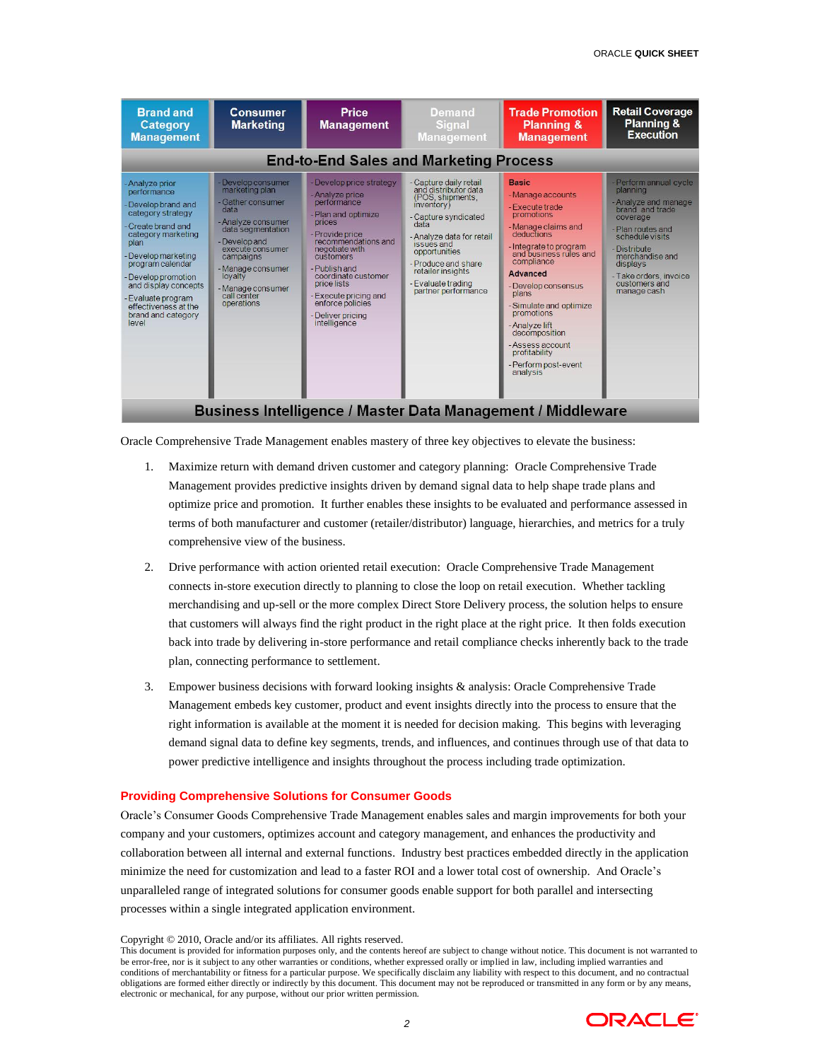End-to-End Sales and Marketing Process

| Brand and Category Management | Consumer Marketing | Price Management | Demand Signal Management | Trade Promotion Planning & Management | Retail Coverage Planning & Execution |
|---|---|---|---|---|---|
| - Analyze prior performance<br>- Develop brand and category strategy<br>- Create brand and category marketing plan<br>- Develop marketing program calendar<br>- Develop promotion and display concepts<br>- Evaluate program effectiveness at the brand and category level | - Develop consumer marketing plan<br>- Gather consumer data<br>- Analyze consumer data segmentation<br>- Develop and execute consumer campaigns<br>- Manage consumer loyalty<br>- Manage consumer call center operations | - Develop price strategy<br>- Analyze price performance<br>- Plan and optimize prices<br>- Provide price recommendations and negotiate with customers<br>- Publish and coordinate customer price lists<br>- Execute pricing and enforce policies<br>- Deliver pricing intelligence | - Capture daily retail and distributor data (POS, shipments, inventory)<br>- Capture syndicated data<br>- Analyze data for retail issues and opportunities<br>- Produce and share retailer insights<br>- Evaluate trading partner performance | **Basic**<br>- Manage accounts<br>- Execute trade promotions<br>- Manage claims and deductions<br>- Integrate to program and business rules and compliance<br>**Advanced**<br>- Develop consensus plans<br>- Simulate and optimize promotions<br>- Analyze lift decomposition<br>- Assess account profitability<br>- Perform post-event analysis | - Perform annual cycle planning<br>- Analyze and manage brand and trade coverage<br>- Plan routes and schedule visits<br>- Distribute merchandise and displays<br>- Take orders, invoice customers and manage cash |

Business Intelligence / Master Data Management / Middleware

Oracle Comprehensive Trade Management enables mastery of three key objectives to elevate the business:

1. Maximize return with demand driven customer and category planning: Oracle Comprehensive Trade Management provides predictive insights driven by demand signal data to help shape trade plans and optimize price and promotion. It further enables these insights to be evaluated and performance assessed in terms of both manufacturer and customer (retailer/distributor) language, hierarchies, and metrics for a truly comprehensive view of the business.

2. Drive performance with action oriented retail execution: Oracle Comprehensive Trade Management connects in-store execution directly to planning to close the loop on retail execution. Whether tackling merchandising and up-sell or the more complex Direct Store Delivery process, the solution helps to ensure that customers will always find the right product in the right place at the right price. It then folds execution back into trade by delivering in-store performance and retail compliance checks inherently back to the trade plan, connecting performance to settlement.

3. Empower business decisions with forward looking insights & analysis: Oracle Comprehensive Trade Management embeds key customer, product and event insights directly into the process to ensure that the right information is available at the moment it is needed for decision making. This begins with leveraging demand signal data to define key segments, trends, and influences, and continues through use of that data to power predictive intelligence and insights throughout the process including trade optimization.

## Providing Comprehensive Solutions for Consumer Goods

Oracle's Consumer Goods Comprehensive Trade Management enables sales and margin improvements for both your company and your customers, optimizes account and category management, and enhances the productivity and collaboration between all internal and external functions. Industry best practices embedded directly in the application minimize the need for customization and lead to a faster ROI and a lower total cost of ownership. And Oracle's unparalleled range of integrated solutions for consumer goods enable support for both parallel and intersecting processes within a single integrated application environment.

Copyright © 2010, Oracle and/or its affiliates. All rights reserved.
This document is provided for information purposes only, and the contents hereof are subject to change without notice. This document is not warranted to be error-free, nor is it subject to any other warranties or conditions, whether expressed orally or implied in law, including implied warranties and conditions of merchantability or fitness for a particular purpose. We specifically disclaim any liability with respect to this document, and no contractual obligations are formed either directly or indirectly by this document. This document may not be reproduced or transmitted in any form or by any means, electronic or mechanical, for any purpose, without our prior written permission.

ORACLE